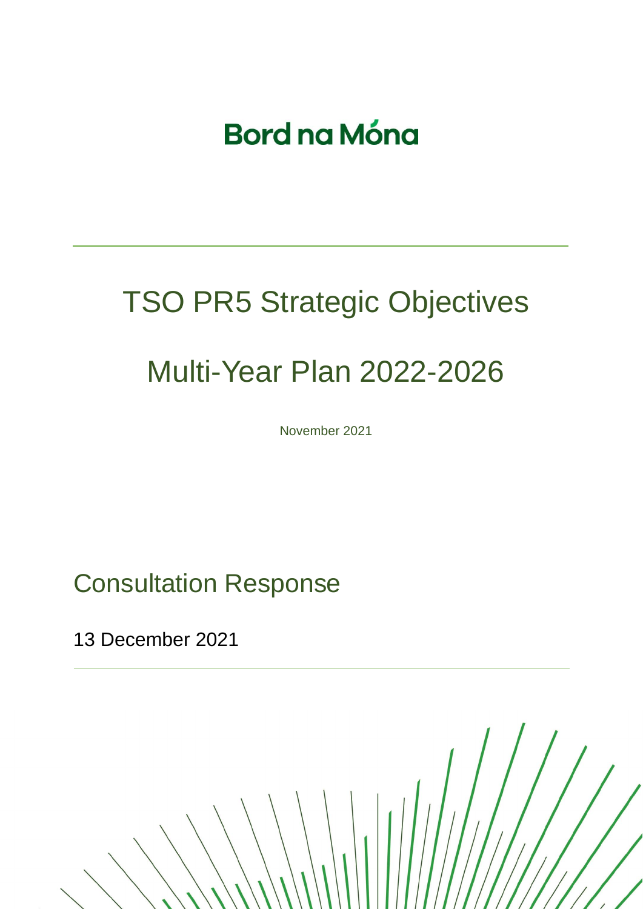Bord na Móna

# TSO PR5 Strategic Objectives

# Multi-Year Plan 2022-2026

November 2021

## Consultation Response

13 December 2021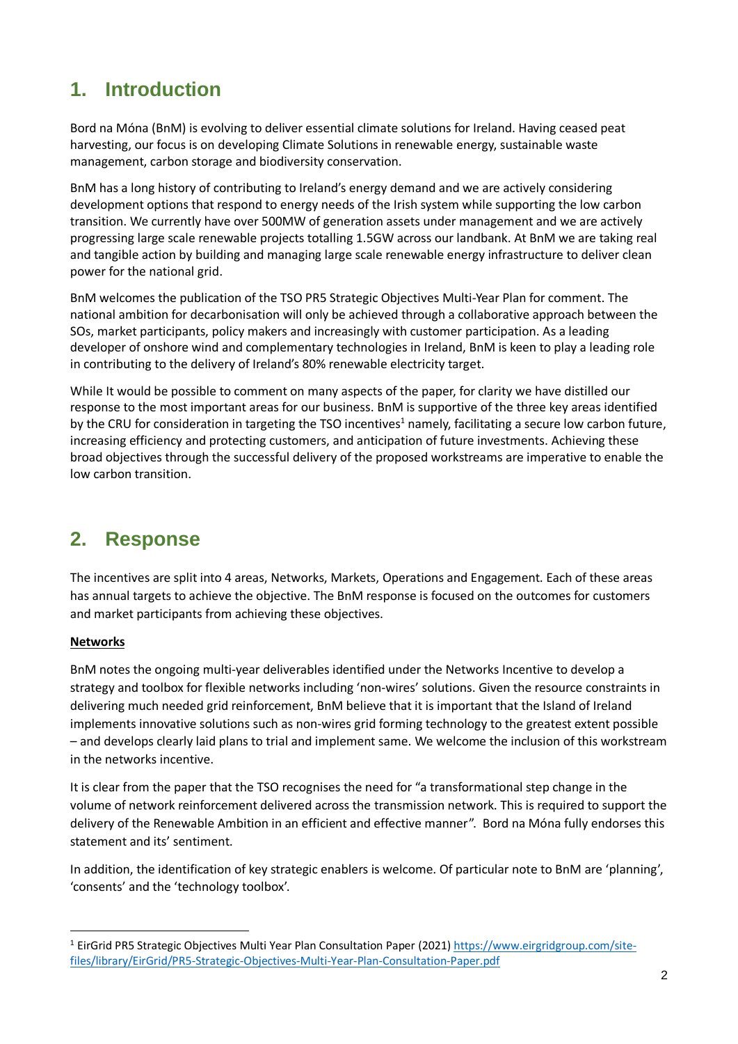## 1. Introduction

Bord na Móna (BnM) is evolving to deliver essential climate solutions for Ireland. Having ceased peat harvesting, our focus is on developing Climate Solutions in renewable energy, sustainable waste management, carbon storage and biodiversity conservation.

BnM has a long history of contributing to Ireland's energy demand and we are actively considering development options that respond to energy needs of the Irish system while supporting the low carbon transition. We currently have over 500MW of generation assets under management and we are actively progressing large scale renewable projects totalling 1.5GW across our landbank. At BnM we are taking real and tangible action by building and managing large scale renewable energy infrastructure to deliver clean power for the national grid.

BnM welcomes the publication of the TSO PR5 Strategic Objectives Multi-Year Plan for comment. The national ambition for decarbonisation will only be achieved through a collaborative approach between the SOs, market participants, policy makers and increasingly with customer participation. As a leading developer of onshore wind and complementary technologies in Ireland, BnM is keen to play a leading role in contributing to the delivery of Ireland's 80% renewable electricity target.

While It would be possible to comment on many aspects of the paper, for clarity we have distilled our response to the most important areas for our business. BnM is supportive of the three key areas identified by the CRU for consideration in targeting the TSO incentives[1] namely, facilitating a secure low carbon future, increasing efficiency and protecting customers, and anticipation of future investments. Achieving these broad objectives through the successful delivery of the proposed workstreams are imperative to enable the low carbon transition.

## 2. Response

The incentives are split into 4 areas, Networks, Markets, Operations and Engagement. Each of these areas has annual targets to achieve the objective. The BnM response is focused on the outcomes for customers and market participants from achieving these objectives.

**Networks**

BnM notes the ongoing multi-year deliverables identified under the Networks Incentive to develop a strategy and toolbox for flexible networks including 'non-wires' solutions. Given the resource constraints in delivering much needed grid reinforcement, BnM believe that it is important that the Island of Ireland implements innovative solutions such as non-wires grid forming technology to the greatest extent possible – and develops clearly laid plans to trial and implement same. We welcome the inclusion of this workstream in the networks incentive.

It is clear from the paper that the TSO recognises the need for "a transformational step change in the volume of network reinforcement delivered across the transmission network. This is required to support the delivery of the Renewable Ambition in an efficient and effective manner". Bord na Móna fully endorses this statement and its' sentiment.

In addition, the identification of key strategic enablers is welcome. Of particular note to BnM are 'planning', 'consents' and the 'technology toolbox'.

[1] EirGrid PR5 Strategic Objectives Multi Year Plan Consultation Paper (2021) https://www.eirgridgroup.com/site-files/library/EirGrid/PR5-Strategic-Objectives-Multi-Year-Plan-Consultation-Paper.pdf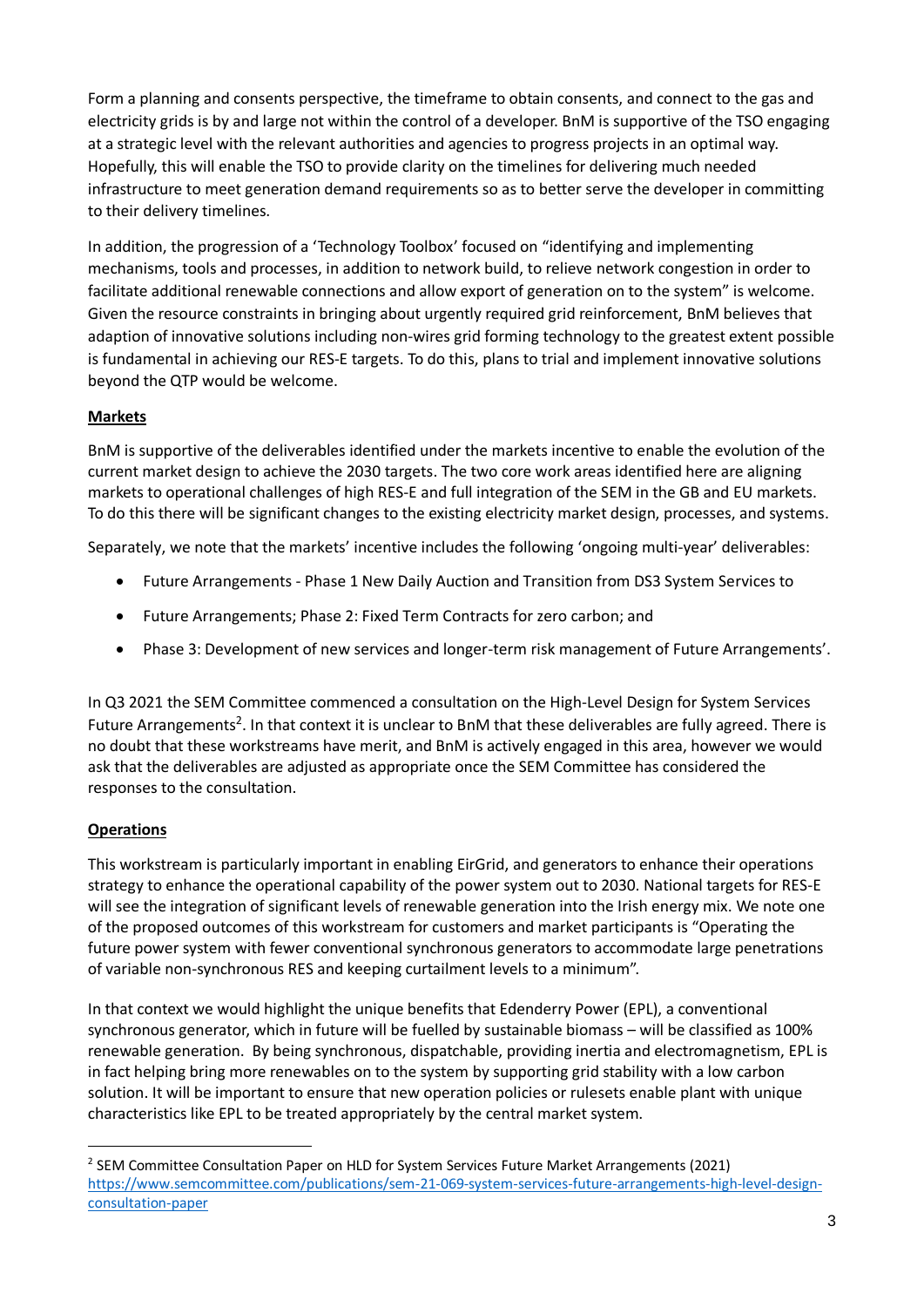Form a planning and consents perspective, the timeframe to obtain consents, and connect to the gas and electricity grids is by and large not within the control of a developer. BnM is supportive of the TSO engaging at a strategic level with the relevant authorities and agencies to progress projects in an optimal way. Hopefully, this will enable the TSO to provide clarity on the timelines for delivering much needed infrastructure to meet generation demand requirements so as to better serve the developer in committing to their delivery timelines.

In addition, the progression of a 'Technology Toolbox' focused on "identifying and implementing mechanisms, tools and processes, in addition to network build, to relieve network congestion in order to facilitate additional renewable connections and allow export of generation on to the system" is welcome. Given the resource constraints in bringing about urgently required grid reinforcement, BnM believes that adaption of innovative solutions including non-wires grid forming technology to the greatest extent possible is fundamental in achieving our RES-E targets. To do this, plans to trial and implement innovative solutions beyond the QTP would be welcome.

**Markets**

BnM is supportive of the deliverables identified under the markets incentive to enable the evolution of the current market design to achieve the 2030 targets. The two core work areas identified here are aligning markets to operational challenges of high RES-E and full integration of the SEM in the GB and EU markets. To do this there will be significant changes to the existing electricity market design, processes, and systems.

Separately, we note that the markets' incentive includes the following 'ongoing multi-year' deliverables:

- Future Arrangements - Phase 1 New Daily Auction and Transition from DS3 System Services to
- Future Arrangements; Phase 2: Fixed Term Contracts for zero carbon; and
- Phase 3: Development of new services and longer-term risk management of Future Arrangements'.

In Q3 2021 the SEM Committee commenced a consultation on the High-Level Design for System Services Future Arrangements[2]. In that context it is unclear to BnM that these deliverables are fully agreed. There is no doubt that these workstreams have merit, and BnM is actively engaged in this area, however we would ask that the deliverables are adjusted as appropriate once the SEM Committee has considered the responses to the consultation.

**Operations**

This workstream is particularly important in enabling EirGrid, and generators to enhance their operations strategy to enhance the operational capability of the power system out to 2030. National targets for RES-E will see the integration of significant levels of renewable generation into the Irish energy mix. We note one of the proposed outcomes of this workstream for customers and market participants is "Operating the future power system with fewer conventional synchronous generators to accommodate large penetrations of variable non-synchronous RES and keeping curtailment levels to a minimum".

In that context we would highlight the unique benefits that Edenderry Power (EPL), a conventional synchronous generator, which in future will be fuelled by sustainable biomass – will be classified as 100% renewable generation. By being synchronous, dispatchable, providing inertia and electromagnetism, EPL is in fact helping bring more renewables on to the system by supporting grid stability with a low carbon solution. It will be important to ensure that new operation policies or rulesets enable plant with unique characteristics like EPL to be treated appropriately by the central market system.

[2] SEM Committee Consultation Paper on HLD for System Services Future Market Arrangements (2021) https://www.semcommittee.com/publications/sem-21-069-system-services-future-arrangements-high-level-design-consultation-paper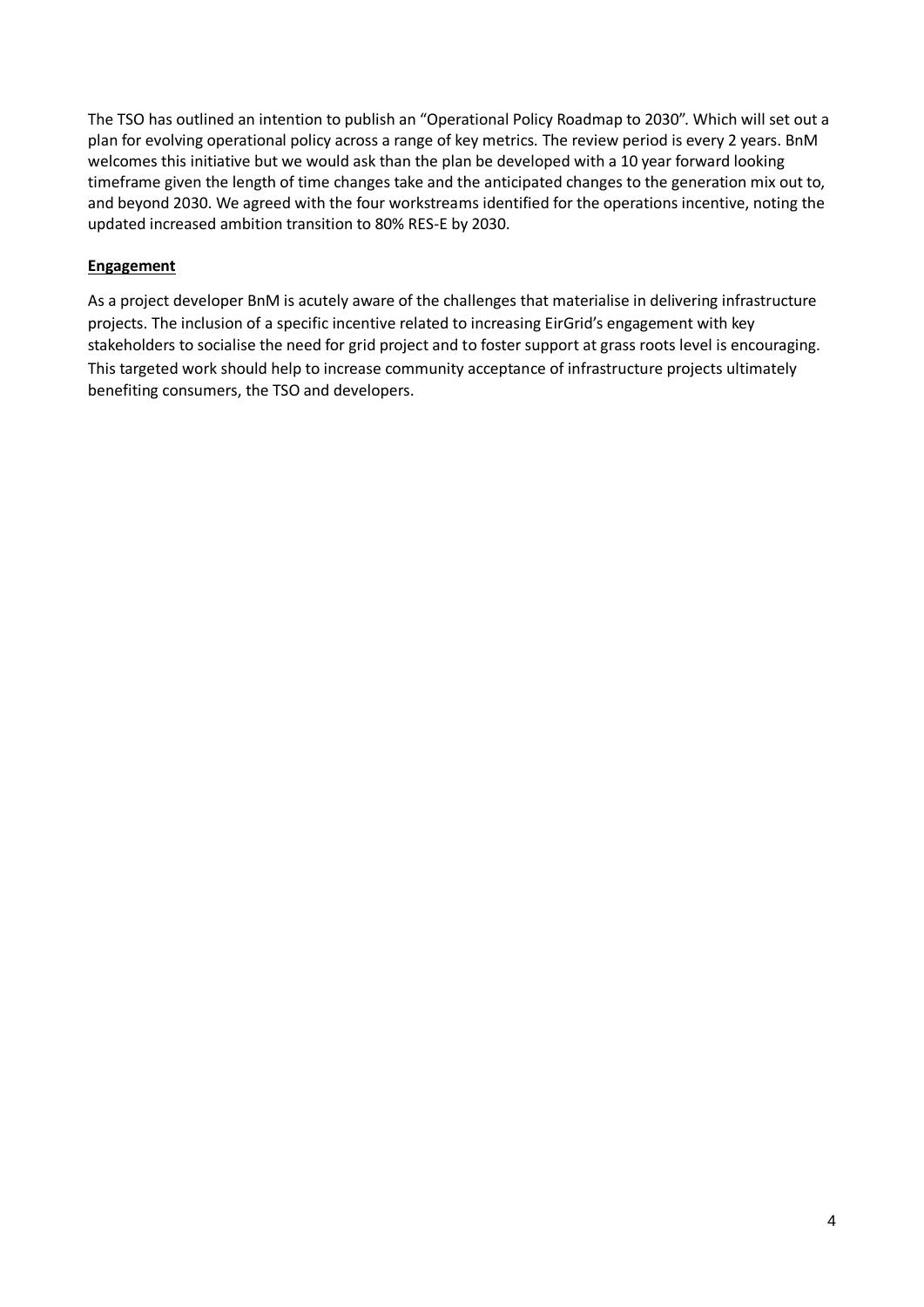The TSO has outlined an intention to publish an "Operational Policy Roadmap to 2030". Which will set out a plan for evolving operational policy across a range of key metrics. The review period is every 2 years. BnM welcomes this initiative but we would ask than the plan be developed with a 10 year forward looking timeframe given the length of time changes take and the anticipated changes to the generation mix out to, and beyond 2030. We agreed with the four workstreams identified for the operations incentive, noting the updated increased ambition transition to 80% RES-E by 2030.

**Engagement**

As a project developer BnM is acutely aware of the challenges that materialise in delivering infrastructure projects. The inclusion of a specific incentive related to increasing EirGrid's engagement with key stakeholders to socialise the need for grid project and to foster support at grass roots level is encouraging. This targeted work should help to increase community acceptance of infrastructure projects ultimately benefiting consumers, the TSO and developers.